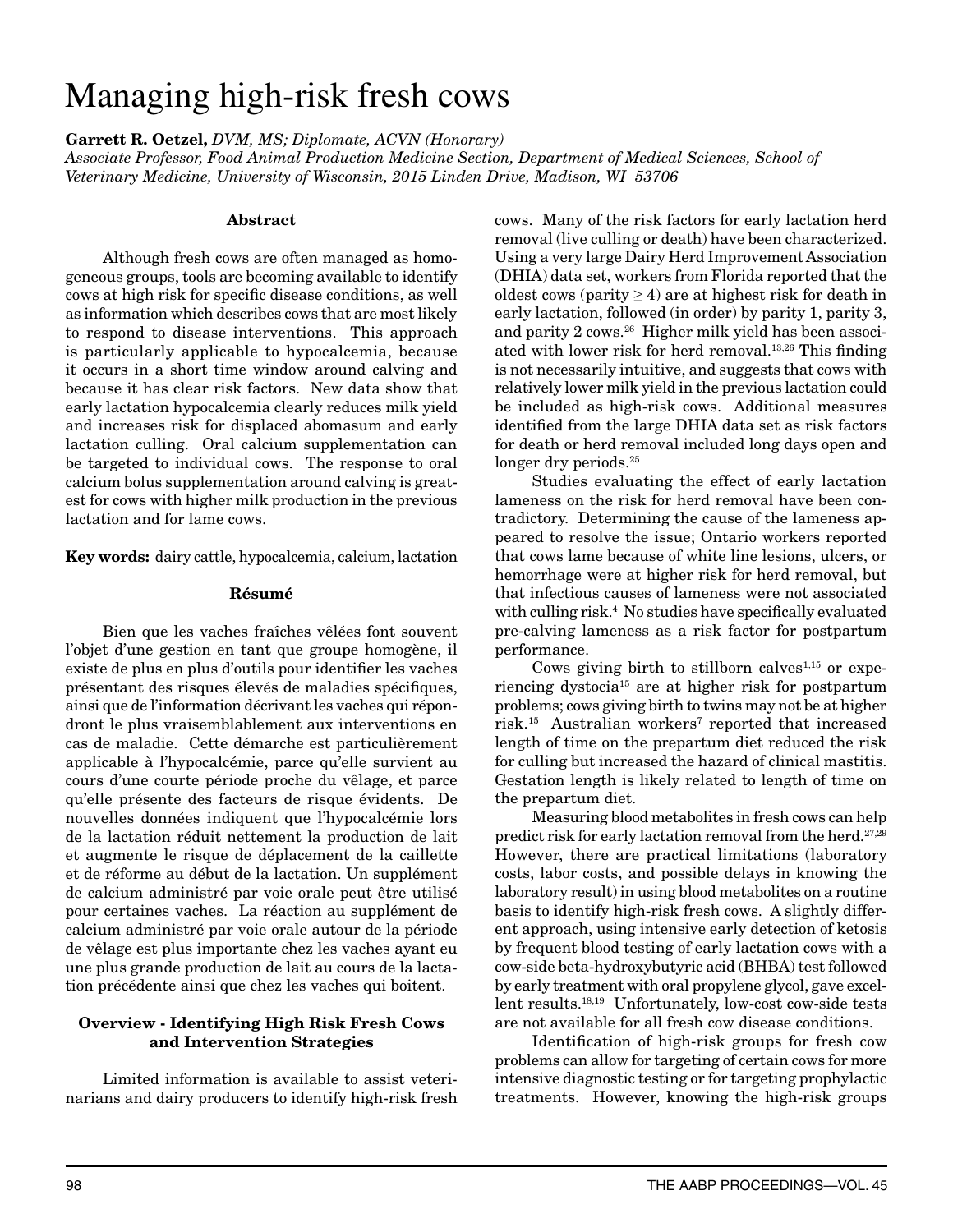# Managing high-risk fresh cows

**Garrett R. Oetzel,** *DVM, MS; Diplomate, ACVN (Honorary)*
*Associate Professor, Food Animal Production Medicine Section, Department of Medical Sciences, School of Veterinary Medicine, University of Wisconsin, 2015 Linden Drive, Madison, WI 53706*

### Abstract

Although fresh cows are often managed as homogeneous groups, tools are becoming available to identify cows at high risk for specific disease conditions, as well as information which describes cows that are most likely to respond to disease interventions. This approach is particularly applicable to hypocalcemia, because it occurs in a short time window around calving and because it has clear risk factors. New data show that early lactation hypocalcemia clearly reduces milk yield and increases risk for displaced abomasum and early lactation culling. Oral calcium supplementation can be targeted to individual cows. The response to oral calcium bolus supplementation around calving is greatest for cows with higher milk production in the previous lactation and for lame cows.

**Key words:** dairy cattle, hypocalcemia, calcium, lactation

### Résumé

Bien que les vaches fraîches vêlées font souvent l'objet d'une gestion en tant que groupe homogène, il existe de plus en plus d'outils pour identifier les vaches présentant des risques élevés de maladies spécifiques, ainsi que de l'information décrivant les vaches qui répondront le plus vraisemblablement aux interventions en cas de maladie. Cette démarche est particulièrement applicable à l'hypocalcémie, parce qu'elle survient au cours d'une courte période proche du vêlage, et parce qu'elle présente des facteurs de risque évidents. De nouvelles données indiquent que l'hypocalcémie lors de la lactation réduit nettement la production de lait et augmente le risque de déplacement de la caillette et de réforme au début de la lactation. Un supplément de calcium administré par voie orale peut être utilisé pour certaines vaches. La réaction au supplément de calcium administré par voie orale autour de la période de vêlage est plus importante chez les vaches ayant eu une plus grande production de lait au cours de la lactation précédente ainsi que chez les vaches qui boitent.

### Overview - Identifying High Risk Fresh Cows and Intervention Strategies

Limited information is available to assist veterinarians and dairy producers to identify high-risk fresh cows. Many of the risk factors for early lactation herd removal (live culling or death) have been characterized. Using a very large Dairy Herd Improvement Association (DHIA) data set, workers from Florida reported that the oldest cows (parity $\geq 4$) are at highest risk for death in early lactation, followed (in order) by parity 1, parity 3, and parity 2 cows.[26] Higher milk yield has been associated with lower risk for herd removal.[13,26] This finding is not necessarily intuitive, and suggests that cows with relatively lower milk yield in the previous lactation could be included as high-risk cows. Additional measures identified from the large DHIA data set as risk factors for death or herd removal included long days open and longer dry periods.[25]

Studies evaluating the effect of early lactation lameness on the risk for herd removal have been contradictory. Determining the cause of the lameness appeared to resolve the issue; Ontario workers reported that cows lame because of white line lesions, ulcers, or hemorrhage were at higher risk for herd removal, but that infectious causes of lameness were not associated with culling risk.[4] No studies have specifically evaluated pre-calving lameness as a risk factor for postpartum performance.

Cows giving birth to stillborn calves[1,15] or experiencing dystocia[15] are at higher risk for postpartum problems; cows giving birth to twins may not be at higher risk.[15] Australian workers[7] reported that increased length of time on the prepartum diet reduced the risk for culling but increased the hazard of clinical mastitis. Gestation length is likely related to length of time on the prepartum diet.

Measuring blood metabolites in fresh cows can help predict risk for early lactation removal from the herd.[27,29] However, there are practical limitations (laboratory costs, labor costs, and possible delays in knowing the laboratory result) in using blood metabolites on a routine basis to identify high-risk fresh cows. A slightly different approach, using intensive early detection of ketosis by frequent blood testing of early lactation cows with a cow-side beta-hydroxybutyric acid (BHBA) test followed by early treatment with oral propylene glycol, gave excellent results.[18,19] Unfortunately, low-cost cow-side tests are not available for all fresh cow disease conditions.

Identification of high-risk groups for fresh cow problems can allow for targeting of certain cows for more intensive diagnostic testing or for targeting prophylactic treatments. However, knowing the high-risk groups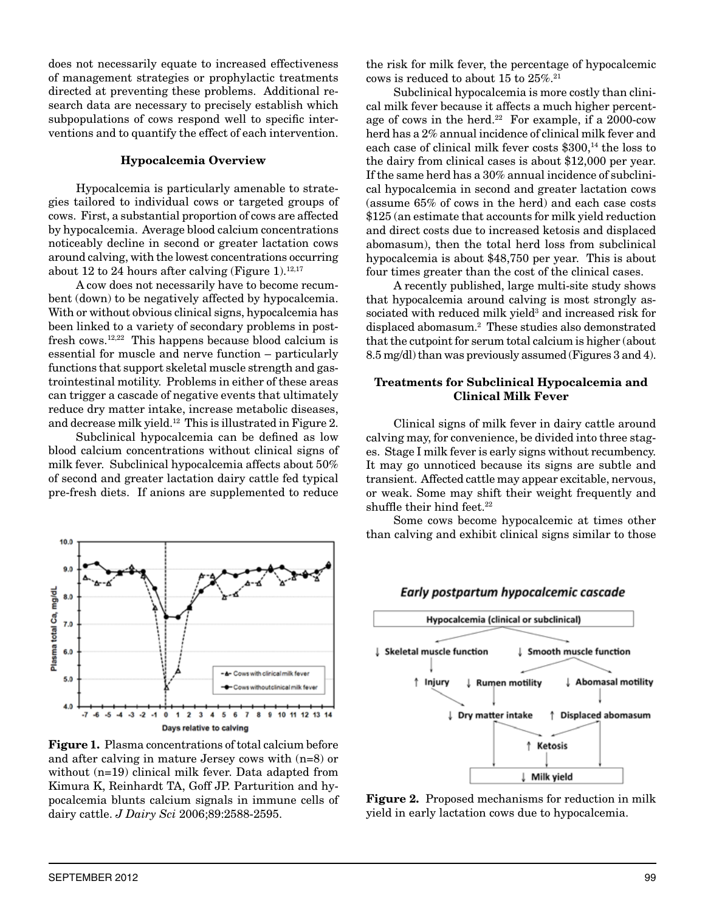does not necessarily equate to increased effectiveness of management strategies or prophylactic treatments directed at preventing these problems. Additional research data are necessary to precisely establish which subpopulations of cows respond well to specific interventions and to quantify the effect of each intervention.

### Hypocalcemia Overview

Hypocalcemia is particularly amenable to strategies tailored to individual cows or targeted groups of cows. First, a substantial proportion of cows are affected by hypocalcemia. Average blood calcium concentrations noticeably decline in second or greater lactation cows around calving, with the lowest concentrations occurring about 12 to 24 hours after calving (Figure 1).[12,17]

A cow does not necessarily have to become recumbent (down) to be negatively affected by hypocalcemia. With or without obvious clinical signs, hypocalcemia has been linked to a variety of secondary problems in post-fresh cows.[12,22] This happens because blood calcium is essential for muscle and nerve function – particularly functions that support skeletal muscle strength and gastrointestinal motility. Problems in either of these areas can trigger a cascade of negative events that ultimately reduce dry matter intake, increase metabolic diseases, and decrease milk yield.[12] This is illustrated in Figure 2.

Subclinical hypocalcemia can be defined as low blood calcium concentrations without clinical signs of milk fever. Subclinical hypocalcemia affects about 50% of second and greater lactation dairy cattle fed typical pre-fresh diets. If anions are supplemented to reduce the risk for milk fever, the percentage of hypocalcemic cows is reduced to about 15 to 25%.[21]

Subclinical hypocalcemia is more costly than clinical milk fever because it affects a much higher percentage of cows in the herd.[22] For example, if a 2000-cow herd has a 2% annual incidence of clinical milk fever and each case of clinical milk fever costs $300,[14] the loss to the dairy from clinical cases is about $12,000 per year. If the same herd has a 30% annual incidence of subclinical hypocalcemia in second and greater lactation cows (assume 65% of cows in the herd) and each case costs $125 (an estimate that accounts for milk yield reduction and direct costs due to increased ketosis and displaced abomasum), then the total herd loss from subclinical hypocalcemia is about $48,750 per year. This is about four times greater than the cost of the clinical cases.

A recently published, large multi-site study shows that hypocalcemia around calving is most strongly associated with reduced milk yield[3] and increased risk for displaced abomasum.[2] These studies also demonstrated that the cutpoint for serum total calcium is higher (about 8.5 mg/dl) than was previously assumed (Figures 3 and 4).

**Figure 1.** Plasma concentrations of total calcium before and after calving in mature Jersey cows with (n=8) or without (n=19) clinical milk fever. Data adapted from Kimura K, Reinhardt TA, Goff JP. Parturition and hypocalcemia blunts calcium signals in immune cells of dairy cattle. *J Dairy Sci* 2006;89:2588-2595.

### Treatments for Subclinical Hypocalcemia and Clinical Milk Fever

Clinical signs of milk fever in dairy cattle around calving may, for convenience, be divided into three stages. Stage I milk fever is early signs without recumbency. It may go unnoticed because its signs are subtle and transient. Affected cattle may appear excitable, nervous, or weak. Some may shift their weight frequently and shuffle their hind feet.[22]

Some cows become hypocalcemic at times other than calving and exhibit clinical signs similar to those

**Figure 2.** Proposed mechanisms for reduction in milk yield in early lactation cows due to hypocalcemia.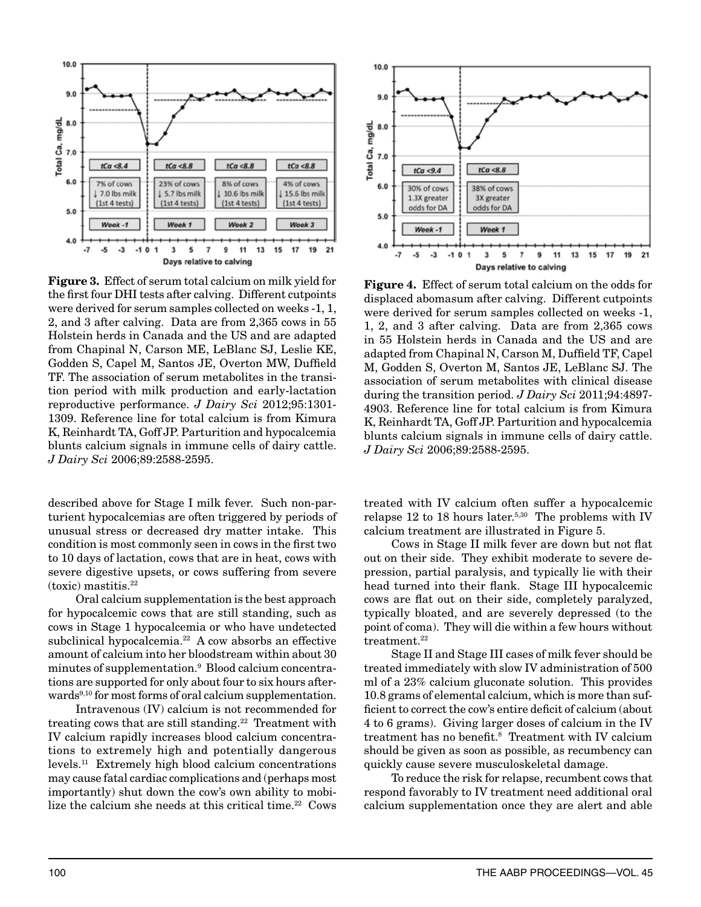**Figure 3.** Effect of serum total calcium on milk yield for the first four DHI tests after calving. Different cutpoints were derived for serum samples collected on weeks -1, 1, 2, and 3 after calving. Data are from 2,365 cows in 55 Holstein herds in Canada and the US and are adapted from Chapinal N, Carson ME, LeBlanc SJ, Leslie KE, Godden S, Capel M, Santos JE, Overton MW, Duffield TF. The association of serum metabolites in the transition period with milk production and early-lactation reproductive performance. *J Dairy Sci* 2012;95:1301-1309. Reference line for total calcium is from Kimura K, Reinhardt TA, Goff JP. Parturition and hypocalcemia blunts calcium signals in immune cells of dairy cattle. *J Dairy Sci* 2006;89:2588-2595.

**Figure 4.** Effect of serum total calcium on the odds for displaced abomasum after calving. Different cutpoints were derived for serum samples collected on weeks -1, 1, 2, and 3 after calving. Data are from 2,365 cows in 55 Holstein herds in Canada and the US and are adapted from Chapinal N, Carson M, Duffield TF, Capel M, Godden S, Overton M, Santos JE, LeBlanc SJ. The association of serum metabolites with clinical disease during the transition period. *J Dairy Sci* 2011;94:4897-4903. Reference line for total calcium is from Kimura K, Reinhardt TA, Goff JP. Parturition and hypocalcemia blunts calcium signals in immune cells of dairy cattle. *J Dairy Sci* 2006;89:2588-2595.

described above for Stage I milk fever. Such non-parturient hypocalcemias are often triggered by periods of unusual stress or decreased dry matter intake. This condition is most commonly seen in cows in the first two to 10 days of lactation, cows that are in heat, cows with severe digestive upsets, or cows suffering from severe (toxic) mastitis.[22]

Oral calcium supplementation is the best approach for hypocalcemic cows that are still standing, such as cows in Stage 1 hypocalcemia or who have undetected subclinical hypocalcemia.[22] A cow absorbs an effective amount of calcium into her bloodstream within about 30 minutes of supplementation.[9] Blood calcium concentrations are supported for only about four to six hours afterwards[9,10] for most forms of oral calcium supplementation.

Intravenous (IV) calcium is not recommended for treating cows that are still standing.[22] Treatment with IV calcium rapidly increases blood calcium concentrations to extremely high and potentially dangerous levels.[11] Extremely high blood calcium concentrations may cause fatal cardiac complications and (perhaps most importantly) shut down the cow's own ability to mobilize the calcium she needs at this critical time.[22] Cows treated with IV calcium often suffer a hypocalcemic relapse 12 to 18 hours later.[5,30] The problems with IV calcium treatment are illustrated in Figure 5.

Cows in Stage II milk fever are down but not flat out on their side. They exhibit moderate to severe depression, partial paralysis, and typically lie with their head turned into their flank. Stage III hypocalcemic cows are flat out on their side, completely paralyzed, typically bloated, and are severely depressed (to the point of coma). They will die within a few hours without treatment.[22]

Stage II and Stage III cases of milk fever should be treated immediately with slow IV administration of 500 ml of a 23% calcium gluconate solution. This provides 10.8 grams of elemental calcium, which is more than sufficient to correct the cow's entire deficit of calcium (about 4 to 6 grams). Giving larger doses of calcium in the IV treatment has no benefit.[8] Treatment with IV calcium should be given as soon as possible, as recumbency can quickly cause severe musculoskeletal damage.

To reduce the risk for relapse, recumbent cows that respond favorably to IV treatment need additional oral calcium supplementation once they are alert and able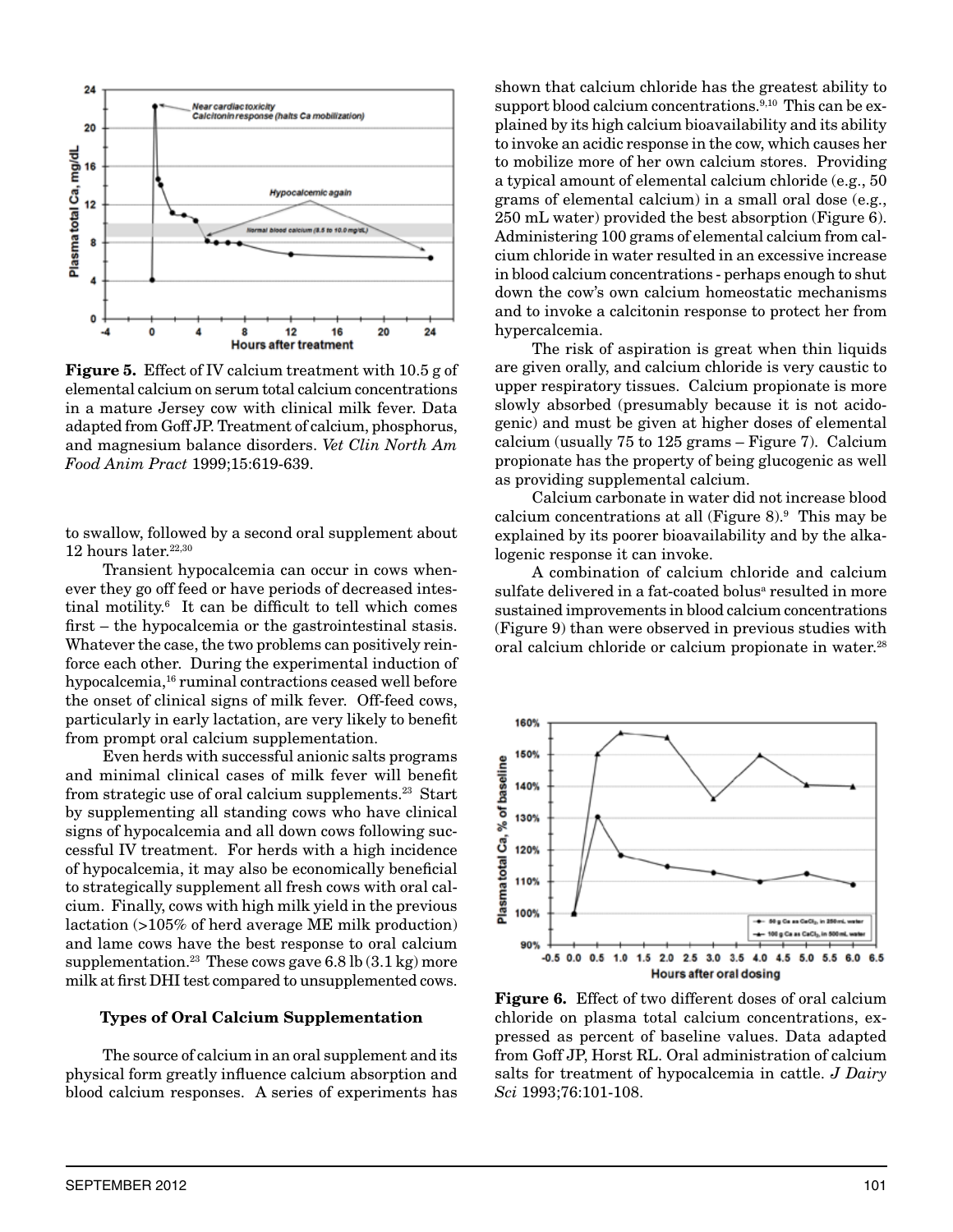**Figure 5.** Effect of IV calcium treatment with 10.5 g of elemental calcium on serum total calcium concentrations in a mature Jersey cow with clinical milk fever. Data adapted from Goff JP. Treatment of calcium, phosphorus, and magnesium balance disorders. *Vet Clin North Am Food Anim Pract* 1999;15:619-639.

to swallow, followed by a second oral supplement about 12 hours later.[22,30]

Transient hypocalcemia can occur in cows whenever they go off feed or have periods of decreased intestinal motility.[6] It can be difficult to tell which comes first – the hypocalcemia or the gastrointestinal stasis. Whatever the case, the two problems can positively reinforce each other. During the experimental induction of hypocalcemia,[16] ruminal contractions ceased well before the onset of clinical signs of milk fever. Off-feed cows, particularly in early lactation, are very likely to benefit from prompt oral calcium supplementation.

Even herds with successful anionic salts programs and minimal clinical cases of milk fever will benefit from strategic use of oral calcium supplements.[23] Start by supplementing all standing cows who have clinical signs of hypocalcemia and all down cows following successful IV treatment. For herds with a high incidence of hypocalcemia, it may also be economically beneficial to strategically supplement all fresh cows with oral calcium. Finally, cows with high milk yield in the previous lactation (>105% of herd average ME milk production) and lame cows have the best response to oral calcium supplementation.[23] These cows gave 6.8 lb (3.1 kg) more milk at first DHI test compared to unsupplemented cows.

### Types of Oral Calcium Supplementation

The source of calcium in an oral supplement and its physical form greatly influence calcium absorption and blood calcium responses. A series of experiments has shown that calcium chloride has the greatest ability to support blood calcium concentrations.[9,10] This can be explained by its high calcium bioavailability and its ability to invoke an acidic response in the cow, which causes her to mobilize more of her own calcium stores. Providing a typical amount of elemental calcium chloride (e.g., 50 grams of elemental calcium) in a small oral dose (e.g., 250 mL water) provided the best absorption (Figure 6). Administering 100 grams of elemental calcium from calcium chloride in water resulted in an excessive increase in blood calcium concentrations - perhaps enough to shut down the cow's own calcium homeostatic mechanisms and to invoke a calcitonin response to protect her from hypercalcemia.

The risk of aspiration is great when thin liquids are given orally, and calcium chloride is very caustic to upper respiratory tissues. Calcium propionate is more slowly absorbed (presumably because it is not acidogenic) and must be given at higher doses of elemental calcium (usually 75 to 125 grams – Figure 7). Calcium propionate has the property of being glucogenic as well as providing supplemental calcium.

Calcium carbonate in water did not increase blood calcium concentrations at all (Figure 8).[9] This may be explained by its poorer bioavailability and by the alkalogenic response it can invoke.

A combination of calcium chloride and calcium sulfate delivered in a fat-coated bolus[a] resulted in more sustained improvements in blood calcium concentrations (Figure 9) than were observed in previous studies with oral calcium chloride or calcium propionate in water.[28]

**Figure 6.** Effect of two different doses of oral calcium chloride on plasma total calcium concentrations, expressed as percent of baseline values. Data adapted from Goff JP, Horst RL. Oral administration of calcium salts for treatment of hypocalcemia in cattle. *J Dairy Sci* 1993;76:101-108.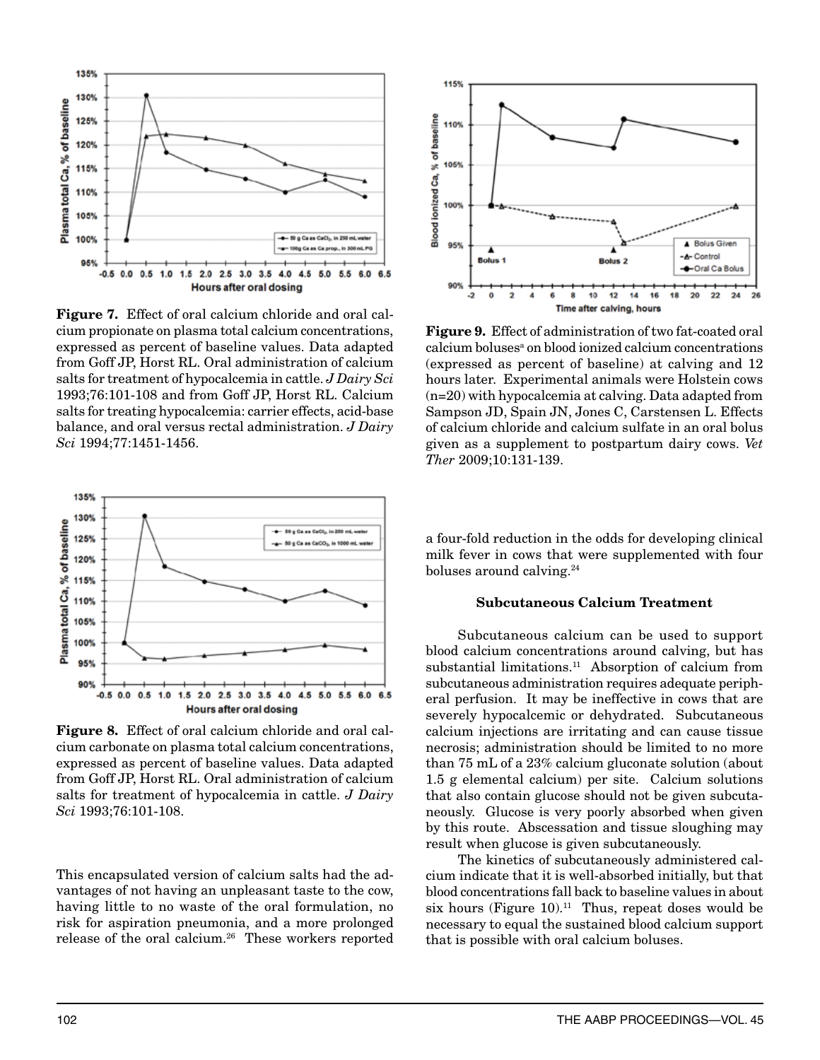**Figure 7.** Effect of oral calcium chloride and oral calcium propionate on plasma total calcium concentrations, expressed as percent of baseline values. Data adapted from Goff JP, Horst RL. Oral administration of calcium salts for treatment of hypocalcemia in cattle. *J Dairy Sci* 1993;76:101-108 and from Goff JP, Horst RL. Calcium salts for treating hypocalcemia: carrier effects, acid-base balance, and oral versus rectal administration. *J Dairy Sci* 1994;77:1451-1456.

**Figure 8.** Effect of oral calcium chloride and oral calcium carbonate on plasma total calcium concentrations, expressed as percent of baseline values. Data adapted from Goff JP, Horst RL. Oral administration of calcium salts for treatment of hypocalcemia in cattle. *J Dairy Sci* 1993;76:101-108.

This encapsulated version of calcium salts had the advantages of not having an unpleasant taste to the cow, having little to no waste of the oral formulation, no risk for aspiration pneumonia, and a more prolonged release of the oral calcium.[26] These workers reported

**Figure 9.** Effect of administration of two fat-coated oral calcium boluses[a] on blood ionized calcium concentrations (expressed as percent of baseline) at calving and 12 hours later. Experimental animals were Holstein cows (n=20) with hypocalcemia at calving. Data adapted from Sampson JD, Spain JN, Jones C, Carstensen L. Effects of calcium chloride and calcium sulfate in an oral bolus given as a supplement to postpartum dairy cows. *Vet Ther* 2009;10:131-139.

a four-fold reduction in the odds for developing clinical milk fever in cows that were supplemented with four boluses around calving.[24]

### Subcutaneous Calcium Treatment

Subcutaneous calcium can be used to support blood calcium concentrations around calving, but has substantial limitations.[11] Absorption of calcium from subcutaneous administration requires adequate peripheral perfusion. It may be ineffective in cows that are severely hypocalcemic or dehydrated. Subcutaneous calcium injections are irritating and can cause tissue necrosis; administration should be limited to no more than 75 mL of a 23% calcium gluconate solution (about 1.5 g elemental calcium) per site. Calcium solutions that also contain glucose should not be given subcutaneously. Glucose is very poorly absorbed when given by this route. Abscessation and tissue sloughing may result when glucose is given subcutaneously.

The kinetics of subcutaneously administered calcium indicate that it is well-absorbed initially, but that blood concentrations fall back to baseline values in about six hours (Figure 10).[11] Thus, repeat doses would be necessary to equal the sustained blood calcium support that is possible with oral calcium boluses.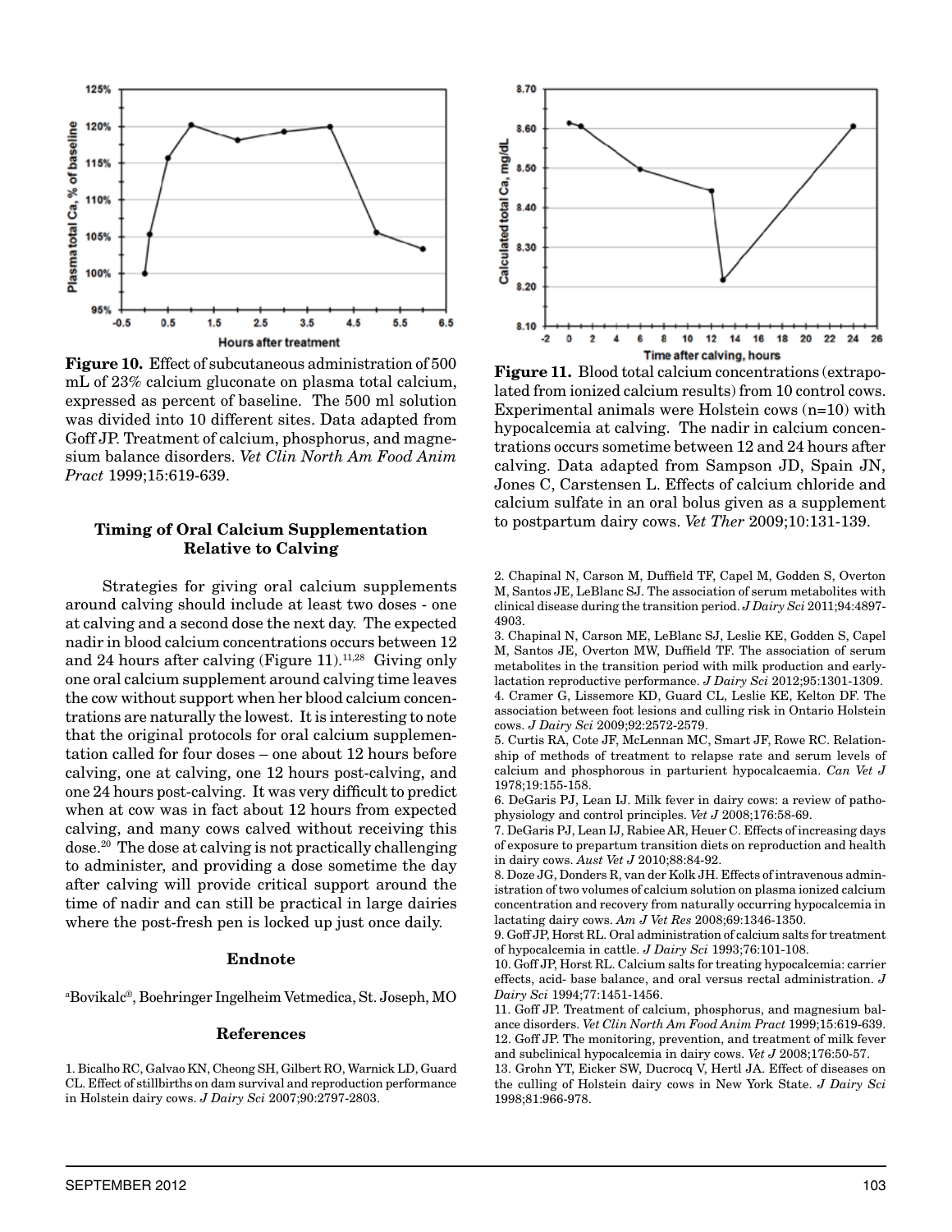**Figure 10.** Effect of subcutaneous administration of 500 mL of 23% calcium gluconate on plasma total calcium, expressed as percent of baseline. The 500 ml solution was divided into 10 different sites. Data adapted from Goff JP. Treatment of calcium, phosphorus, and magnesium balance disorders. *Vet Clin North Am Food Anim Pract* 1999;15:619-639.

**Figure 11.** Blood total calcium concentrations (extrapolated from ionized calcium results) from 10 control cows. Experimental animals were Holstein cows (n=10) with hypocalcemia at calving. The nadir in calcium concentrations occurs sometime between 12 and 24 hours after calving. Data adapted from Sampson JD, Spain JN, Jones C, Carstensen L. Effects of calcium chloride and calcium sulfate in an oral bolus given as a supplement to postpartum dairy cows. *Vet Ther* 2009;10:131-139.

### Timing of Oral Calcium Supplementation Relative to Calving

Strategies for giving oral calcium supplements around calving should include at least two doses - one at calving and a second dose the next day. The expected nadir in blood calcium concentrations occurs between 12 and 24 hours after calving (Figure 11).[11,28] Giving only one oral calcium supplement around calving time leaves the cow without support when her blood calcium concentrations are naturally the lowest. It is interesting to note that the original protocols for oral calcium supplementation called for four doses – one about 12 hours before calving, one at calving, one 12 hours post-calving, and one 24 hours post-calving. It was very difficult to predict when at cow was in fact about 12 hours from expected calving, and many cows calved without receiving this dose.[20] The dose at calving is not practically challenging to administer, and providing a dose sometime the day after calving will provide critical support around the time of nadir and can still be practical in large dairies where the post-fresh pen is locked up just once daily.

### Endnote

[a]Bovikalc®, Boehringer Ingelheim Vetmedica, St. Joseph, MO

### References

1. Bicalho RC, Galvao KN, Cheong SH, Gilbert RO, Warnick LD, Guard CL. Effect of stillbirths on dam survival and reproduction performance in Holstein dairy cows. *J Dairy Sci* 2007;90:2797-2803.
2. Chapinal N, Carson M, Duffield TF, Capel M, Godden S, Overton M, Santos JE, LeBlanc SJ. The association of serum metabolites with clinical disease during the transition period. *J Dairy Sci* 2011;94:4897-4903.
3. Chapinal N, Carson ME, LeBlanc SJ, Leslie KE, Godden S, Capel M, Santos JE, Overton MW, Duffield TF. The association of serum metabolites in the transition period with milk production and early-lactation reproductive performance. *J Dairy Sci* 2012;95:1301-1309.
4. Cramer G, Lissemore KD, Guard CL, Leslie KE, Kelton DF. The association between foot lesions and culling risk in Ontario Holstein cows. *J Dairy Sci* 2009;92:2572-2579.
5. Curtis RA, Cote JF, McLennan MC, Smart JF, Rowe RC. Relationship of methods of treatment to relapse rate and serum levels of calcium and phosphorous in parturient hypocalcaemia. *Can Vet J* 1978;19:155-158.
6. DeGaris PJ, Lean IJ. Milk fever in dairy cows: a review of pathophysiology and control principles. *Vet J* 2008;176:58-69.
7. DeGaris PJ, Lean IJ, Rabiee AR, Heuer C. Effects of increasing days of exposure to prepartum transition diets on reproduction and health in dairy cows. *Aust Vet J* 2010;88:84-92.
8. Doze JG, Donders R, van der Kolk JH. Effects of intravenous administration of two volumes of calcium solution on plasma ionized calcium concentration and recovery from naturally occurring hypocalcemia in lactating dairy cows. *Am J Vet Res* 2008;69:1346-1350.
9. Goff JP, Horst RL. Oral administration of calcium salts for treatment of hypocalcemia in cattle. *J Dairy Sci* 1993;76:101-108.
10. Goff JP, Horst RL. Calcium salts for treating hypocalcemia: carrier effects, acid- base balance, and oral versus rectal administration. *J Dairy Sci* 1994;77:1451-1456.
11. Goff JP. Treatment of calcium, phosphorus, and magnesium balance disorders. *Vet Clin North Am Food Anim Pract* 1999;15:619-639.
12. Goff JP. The monitoring, prevention, and treatment of milk fever and subclinical hypocalcemia in dairy cows. *Vet J* 2008;176:50-57.
13. Grohn YT, Eicker SW, Ducrocq V, Hertl JA. Effect of diseases on the culling of Holstein dairy cows in New York State. *J Dairy Sci* 1998;81:966-978.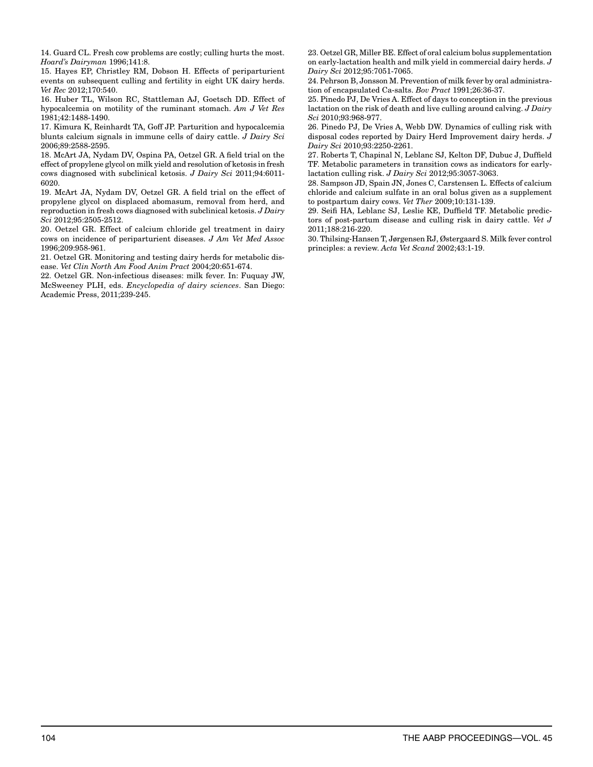14. Guard CL. Fresh cow problems are costly; culling hurts the most. *Hoard's Dairyman* 1996;141:8.

15. Hayes EP, Christley RM, Dobson H. Effects of periparturient events on subsequent culling and fertility in eight UK dairy herds. *Vet Rec* 2012;170:540.

16. Huber TL, Wilson RC, Stattleman AJ, Goetsch DD. Effect of hypocalcemia on motility of the ruminant stomach. *Am J Vet Res* 1981;42:1488-1490.

17. Kimura K, Reinhardt TA, Goff JP. Parturition and hypocalcemia blunts calcium signals in immune cells of dairy cattle. *J Dairy Sci* 2006;89:2588-2595.

18. McArt JA, Nydam DV, Ospina PA, Oetzel GR. A field trial on the effect of propylene glycol on milk yield and resolution of ketosis in fresh cows diagnosed with subclinical ketosis. *J Dairy Sci* 2011;94:6011-6020.

19. McArt JA, Nydam DV, Oetzel GR. A field trial on the effect of propylene glycol on displaced abomasum, removal from herd, and reproduction in fresh cows diagnosed with subclinical ketosis. *J Dairy Sci* 2012;95:2505-2512.

20. Oetzel GR. Effect of calcium chloride gel treatment in dairy cows on incidence of periparturient diseases. *J Am Vet Med Assoc* 1996;209:958-961.

21. Oetzel GR. Monitoring and testing dairy herds for metabolic disease. *Vet Clin North Am Food Anim Pract* 2004;20:651-674.

22. Oetzel GR. Non-infectious diseases: milk fever. In: Fuquay JW, McSweeney PLH, eds. *Encyclopedia of dairy sciences*. San Diego: Academic Press, 2011;239-245.

23. Oetzel GR, Miller BE. Effect of oral calcium bolus supplementation on early-lactation health and milk yield in commercial dairy herds. *J Dairy Sci* 2012;95:7051-7065.

24. Pehrson B, Jonsson M. Prevention of milk fever by oral administration of encapsulated Ca-salts. *Bov Pract* 1991;26:36-37.

25. Pinedo PJ, De Vries A. Effect of days to conception in the previous lactation on the risk of death and live culling around calving. *J Dairy Sci* 2010;93:968-977.

26. Pinedo PJ, De Vries A, Webb DW. Dynamics of culling risk with disposal codes reported by Dairy Herd Improvement dairy herds. *J Dairy Sci* 2010;93:2250-2261.

27. Roberts T, Chapinal N, Leblanc SJ, Kelton DF, Dubuc J, Duffield TF. Metabolic parameters in transition cows as indicators for early-lactation culling risk. *J Dairy Sci* 2012;95:3057-3063.

28. Sampson JD, Spain JN, Jones C, Carstensen L. Effects of calcium chloride and calcium sulfate in an oral bolus given as a supplement to postpartum dairy cows. *Vet Ther* 2009;10:131-139.

29. Seifi HA, Leblanc SJ, Leslie KE, Duffield TF. Metabolic predictors of post-partum disease and culling risk in dairy cattle. *Vet J* 2011;188:216-220.

30. Thilsing-Hansen T, Jørgensen RJ, Østergaard S. Milk fever control principles: a review. *Acta Vet Scand* 2002;43:1-19.